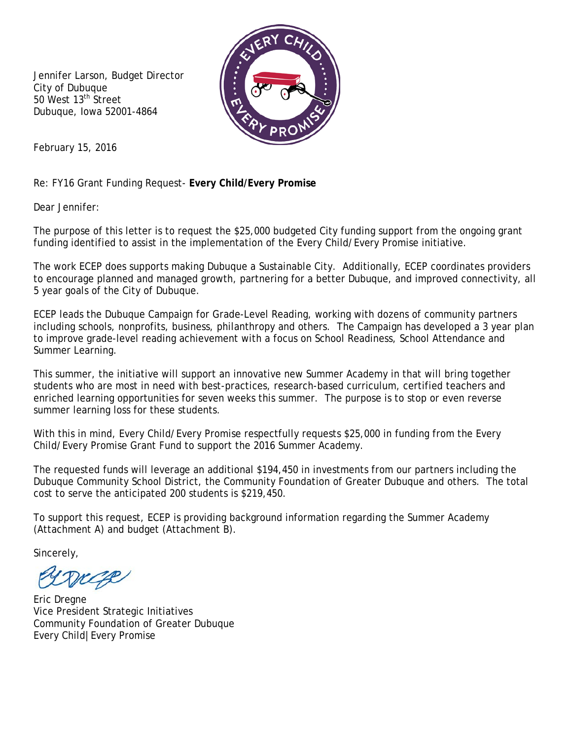Jennifer Larson, Budget Director
City of Dubuque
50 West 13th Street
Dubuque, Iowa 52001-4864

February 15, 2016

Re: FY16 Grant Funding Request- **Every Child/Every Promise**

Dear Jennifer:

The purpose of this letter is to request the $25,000 budgeted City funding support from the ongoing grant funding identified to assist in the implementation of the Every Child/Every Promise initiative.

The work ECEP does supports making Dubuque a Sustainable City. Additionally, ECEP coordinates providers to encourage planned and managed growth, partnering for a better Dubuque, and improved connectivity, all 5 year goals of the City of Dubuque.

ECEP leads the Dubuque Campaign for Grade-Level Reading, working with dozens of community partners including schools, nonprofits, business, philanthropy and others. The Campaign has developed a 3 year plan to improve grade-level reading achievement with a focus on School Readiness, School Attendance and Summer Learning.

This summer, the initiative will support an innovative new Summer Academy in that will bring together students who are most in need with best-practices, research-based curriculum, certified teachers and enriched learning opportunities for seven weeks this summer. The purpose is to stop or even reverse summer learning loss for these students.

With this in mind, Every Child/Every Promise respectfully requests $25,000 in funding from the Every Child/Every Promise Grant Fund to support the 2016 Summer Academy.

The requested funds will leverage an additional $194,450 in investments from our partners including the Dubuque Community School District, the Community Foundation of Greater Dubuque and others. The total cost to serve the anticipated 200 students is $219,450.

To support this request, ECEP is providing background information regarding the Summer Academy (Attachment A) and budget (Attachment B).

Sincerely,

Eric Dregne
Vice President Strategic Initiatives
Community Foundation of Greater Dubuque
Every Child|Every Promise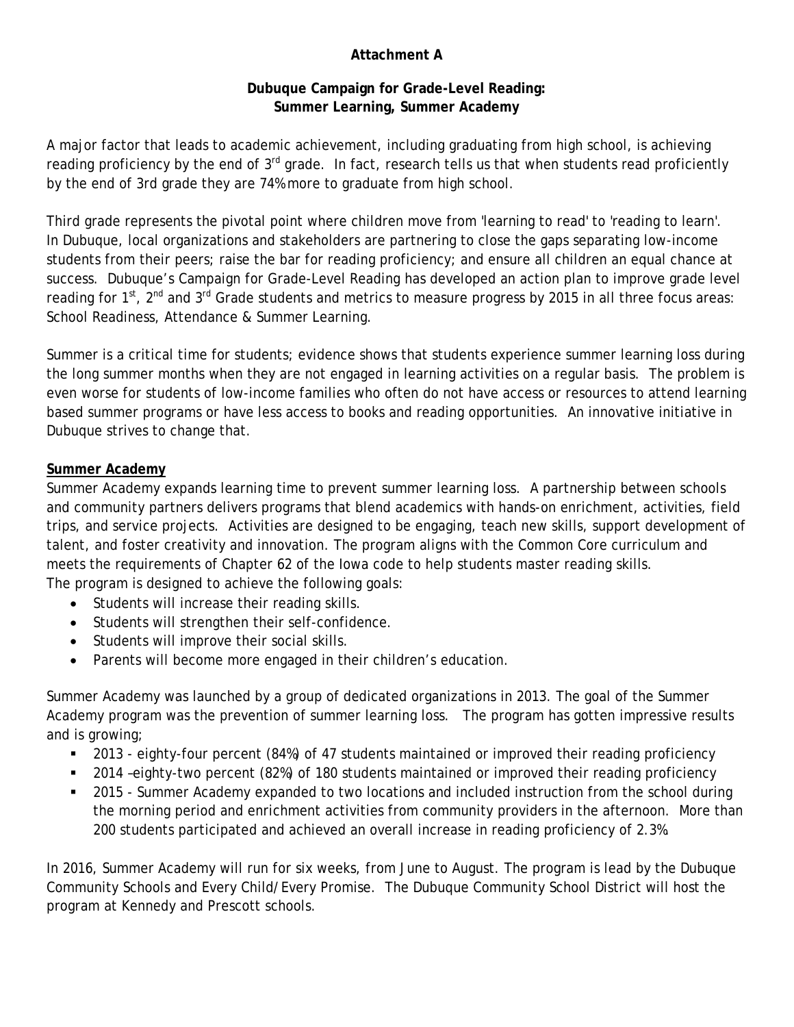**Attachment A**

**Dubuque Campaign for Grade-Level Reading: Summer Learning, Summer Academy**

A major factor that leads to academic achievement, including graduating from high school, is achieving reading proficiency by the end of 3rd grade. In fact, research tells us that when students read proficiently by the end of 3rd grade they are 74% more to graduate from high school.

Third grade represents the pivotal point where children move from 'learning to read' to 'reading to learn'. In Dubuque, local organizations and stakeholders are partnering to close the gaps separating low-income students from their peers; raise the bar for reading proficiency; and ensure all children an equal chance at success. Dubuque's Campaign for Grade-Level Reading has developed an action plan to improve grade level reading for 1st, 2nd and 3rd Grade students and metrics to measure progress by 2015 in all three focus areas: School Readiness, Attendance & Summer Learning.

Summer is a critical time for students; evidence shows that students experience summer learning loss during the long summer months when they are not engaged in learning activities on a regular basis. The problem is even worse for students of low-income families who often do not have access or resources to attend learning based summer programs or have less access to books and reading opportunities. An innovative initiative in Dubuque strives to change that.

**Summer Academy**

Summer Academy expands learning time to prevent summer learning loss. A partnership between schools and community partners delivers programs that blend academics with hands-on enrichment, activities, field trips, and service projects. Activities are designed to be engaging, teach new skills, support development of talent, and foster creativity and innovation. The program aligns with the Common Core curriculum and meets the requirements of Chapter 62 of the Iowa code to help students master reading skills.
The program is designed to achieve the following goals:

- Students will increase their reading skills.
- Students will strengthen their self-confidence.
- Students will improve their social skills.
- Parents will become more engaged in their children's education.

Summer Academy was launched by a group of dedicated organizations in 2013. The goal of the Summer Academy program was the prevention of summer learning loss. The program has gotten impressive results and is growing;

- 2013 - eighty-four percent (84%) of 47 students maintained or improved their reading proficiency
- 2014 –eighty-two percent (82%) of 180 students maintained or improved their reading proficiency
- 2015 - Summer Academy expanded to two locations and included instruction from the school during the morning period and enrichment activities from community providers in the afternoon. More than 200 students participated and achieved an overall increase in reading proficiency of 2.3%.

In 2016, Summer Academy will run for six weeks, from June to August. The program is lead by the Dubuque Community Schools and Every Child/Every Promise. The Dubuque Community School District will host the program at Kennedy and Prescott schools.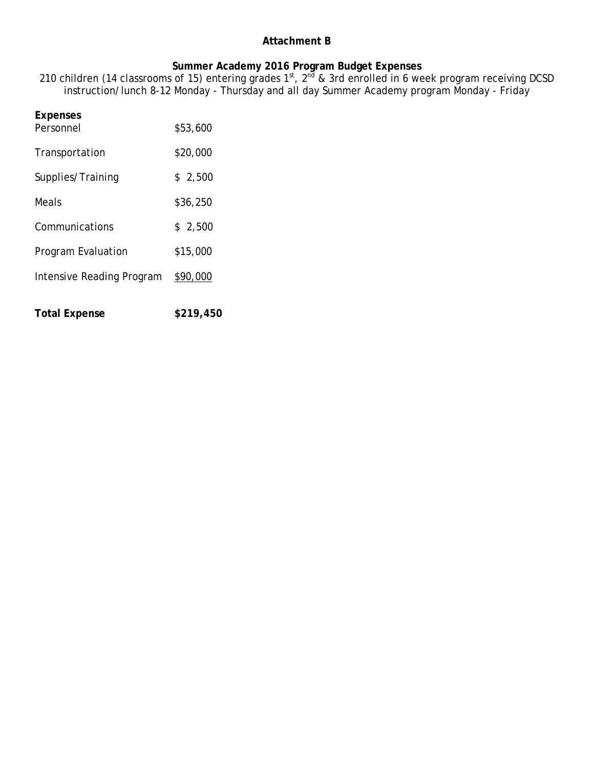**Attachment B**

**Summer Academy 2016 Program Budget Expenses**

210 children (14 classrooms of 15) entering grades 1st, 2nd & 3rd enrolled in 6 week program receiving DCSD instruction/lunch 8-12 Monday - Thursday and all day Summer Academy program Monday - Friday

| **Expenses** | |
|---|---|
| Personnel | $53,600 |
| Transportation | $20,000 |
| Supplies/Training | $ 2,500 |
| Meals | $36,250 |
| Communications | $ 2,500 |
| Program Evaluation | $15,000 |
| Intensive Reading Program | $90,000 |
| **Total Expense** | **$219,450** |